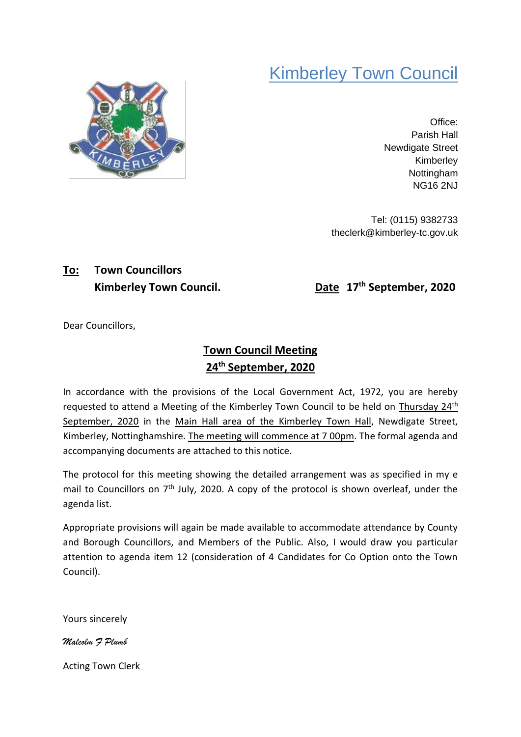# Kimberley Town Council

Office:
Parish Hall
Newdigate Street
Kimberley
Nottingham
NG16 2NJ

Tel: (0115) 9382733
theclerk@kimberley-tc.gov.uk

**To: Town Councillors**
**Kimberley Town Council.**

**Date 17th September, 2020**

Dear Councillors,

## Town Council Meeting
## 24th September, 2020

In accordance with the provisions of the Local Government Act, 1972, you are hereby requested to attend a Meeting of the Kimberley Town Council to be held on Thursday 24th September, 2020 in the Main Hall area of the Kimberley Town Hall, Newdigate Street, Kimberley, Nottinghamshire. The meeting will commence at 7 00pm. The formal agenda and accompanying documents are attached to this notice.

The protocol for this meeting showing the detailed arrangement was as specified in my e mail to Councillors on 7th July, 2020. A copy of the protocol is shown overleaf, under the agenda list.

Appropriate provisions will again be made available to accommodate attendance by County and Borough Councillors, and Members of the Public. Also, I would draw you particular attention to agenda item 12 (consideration of 4 Candidates for Co Option onto the Town Council).

Yours sincerely

*Malcolm F Plumb*

Acting Town Clerk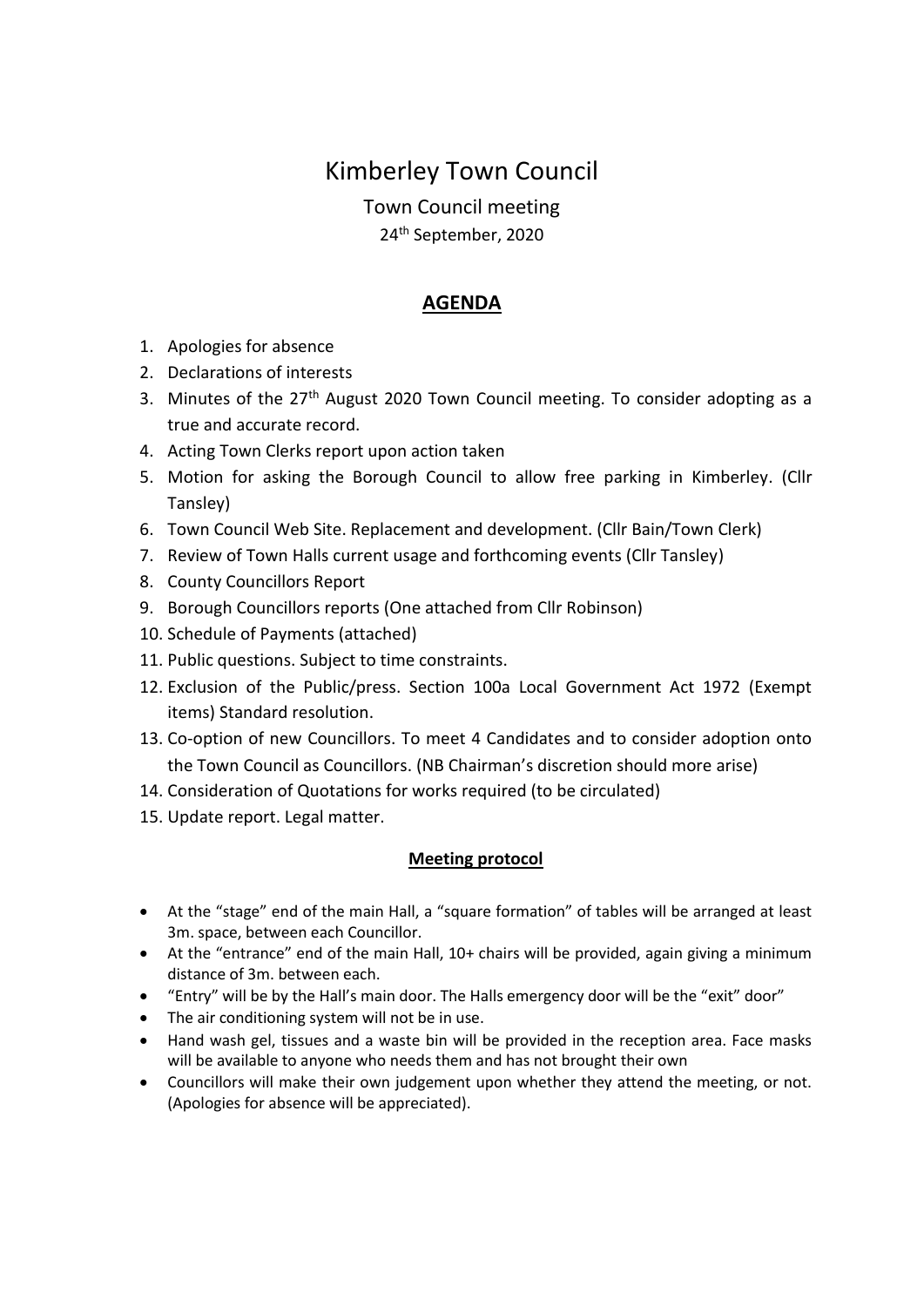# Kimberley Town Council

Town Council meeting

24th September, 2020

## AGENDA

1. Apologies for absence
2. Declarations of interests
3. Minutes of the 27th August 2020 Town Council meeting. To consider adopting as a true and accurate record.
4. Acting Town Clerks report upon action taken
5. Motion for asking the Borough Council to allow free parking in Kimberley. (Cllr Tansley)
6. Town Council Web Site. Replacement and development. (Cllr Bain/Town Clerk)
7. Review of Town Halls current usage and forthcoming events (Cllr Tansley)
8. County Councillors Report
9. Borough Councillors reports (One attached from Cllr Robinson)
10. Schedule of Payments (attached)
11. Public questions. Subject to time constraints.
12. Exclusion of the Public/press. Section 100a Local Government Act 1972 (Exempt items) Standard resolution.
13. Co-option of new Councillors. To meet 4 Candidates and to consider adoption onto the Town Council as Councillors. (NB Chairman's discretion should more arise)
14. Consideration of Quotations for works required (to be circulated)
15. Update report. Legal matter.

### Meeting protocol

- At the "stage" end of the main Hall, a "square formation" of tables will be arranged at least 3m. space, between each Councillor.
- At the "entrance" end of the main Hall, 10+ chairs will be provided, again giving a minimum distance of 3m. between each.
- "Entry" will be by the Hall's main door. The Halls emergency door will be the "exit" door"
- The air conditioning system will not be in use.
- Hand wash gel, tissues and a waste bin will be provided in the reception area. Face masks will be available to anyone who needs them and has not brought their own
- Councillors will make their own judgement upon whether they attend the meeting, or not. (Apologies for absence will be appreciated).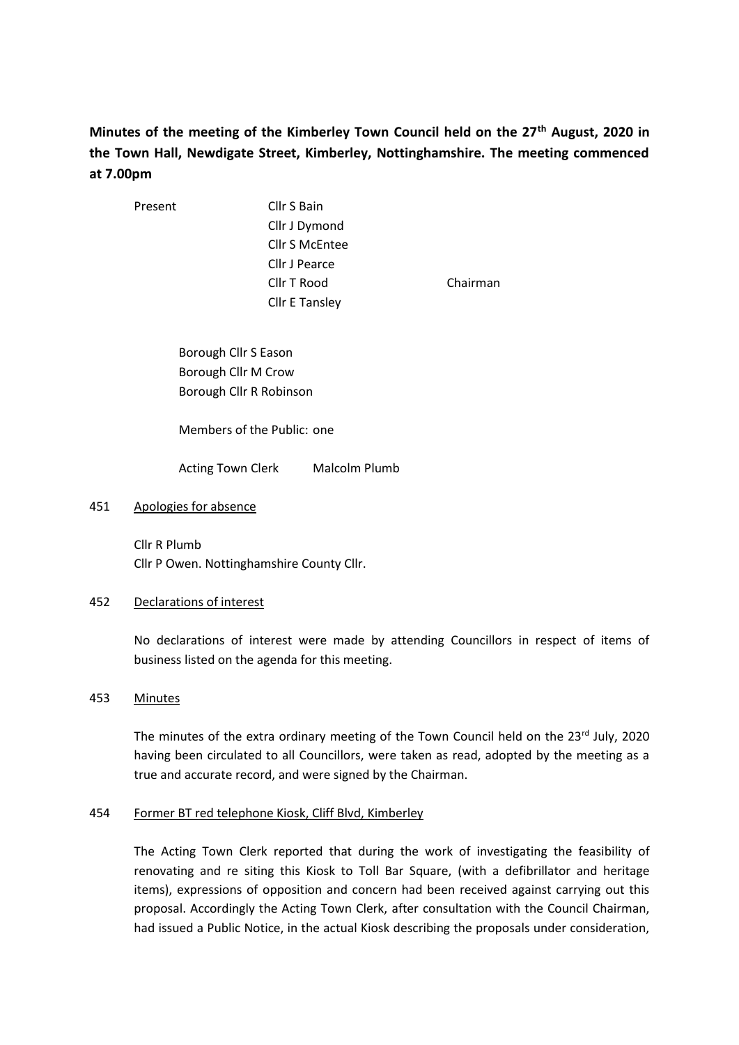**Minutes of the meeting of the Kimberley Town Council held on the 27th August, 2020 in the Town Hall, Newdigate Street, Kimberley, Nottinghamshire. The meeting commenced at 7.00pm**

Present

Cllr S Bain
Cllr J Dymond
Cllr S McEntee
Cllr J Pearce
Cllr T Rood — Chairman
Cllr E Tansley

Borough Cllr S Eason
Borough Cllr M Crow
Borough Cllr R Robinson

Members of the Public: one

Acting Town Clerk — Malcolm Plumb

451 Apologies for absence

Cllr R Plumb
Cllr P Owen. Nottinghamshire County Cllr.

452 Declarations of interest

No declarations of interest were made by attending Councillors in respect of items of business listed on the agenda for this meeting.

453 Minutes

The minutes of the extra ordinary meeting of the Town Council held on the 23rd July, 2020 having been circulated to all Councillors, were taken as read, adopted by the meeting as a true and accurate record, and were signed by the Chairman.

454 Former BT red telephone Kiosk, Cliff Blvd, Kimberley

The Acting Town Clerk reported that during the work of investigating the feasibility of renovating and re siting this Kiosk to Toll Bar Square, (with a defibrillator and heritage items), expressions of opposition and concern had been received against carrying out this proposal. Accordingly the Acting Town Clerk, after consultation with the Council Chairman, had issued a Public Notice, in the actual Kiosk describing the proposals under consideration,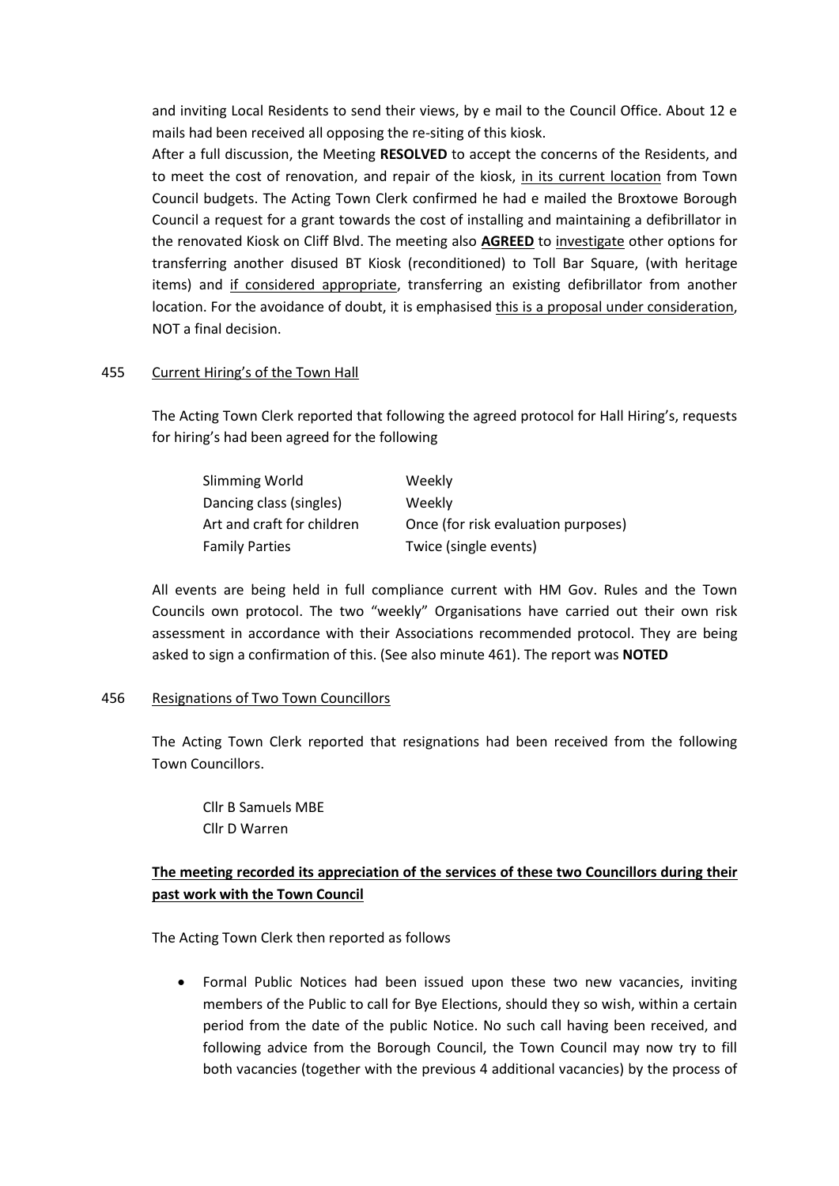and inviting Local Residents to send their views, by e mail to the Council Office. About 12 e mails had been received all opposing the re-siting of this kiosk.

After a full discussion, the Meeting **RESOLVED** to accept the concerns of the Residents, and to meet the cost of renovation, and repair of the kiosk, <u>in its current location</u> from Town Council budgets. The Acting Town Clerk confirmed he had e mailed the Broxtowe Borough Council a request for a grant towards the cost of installing and maintaining a defibrillator in the renovated Kiosk on Cliff Blvd. The meeting also <u>**AGREED**</u> to <u>investigate</u> other options for transferring another disused BT Kiosk (reconditioned) to Toll Bar Square, (with heritage items) and <u>if considered appropriate</u>, transferring an existing defibrillator from another location. For the avoidance of doubt, it is emphasised <u>this is a proposal under consideration</u>, NOT a final decision.

455 <u>Current Hiring's of the Town Hall</u>

The Acting Town Clerk reported that following the agreed protocol for Hall Hiring's, requests for hiring's had been agreed for the following

| | |
|---|---|
| Slimming World | Weekly |
| Dancing class (singles) | Weekly |
| Art and craft for children | Once (for risk evaluation purposes) |
| Family Parties | Twice (single events) |

All events are being held in full compliance current with HM Gov. Rules and the Town Councils own protocol. The two "weekly" Organisations have carried out their own risk assessment in accordance with their Associations recommended protocol. They are being asked to sign a confirmation of this. (See also minute 461). The report was **NOTED**

456 <u>Resignations of Two Town Councillors</u>

The Acting Town Clerk reported that resignations had been received from the following Town Councillors.

Cllr B Samuels MBE
Cllr D Warren

<u>**The meeting recorded its appreciation of the services of these two Councillors during their past work with the Town Council**</u>

The Acting Town Clerk then reported as follows

- Formal Public Notices had been issued upon these two new vacancies, inviting members of the Public to call for Bye Elections, should they so wish, within a certain period from the date of the public Notice. No such call having been received, and following advice from the Borough Council, the Town Council may now try to fill both vacancies (together with the previous 4 additional vacancies) by the process of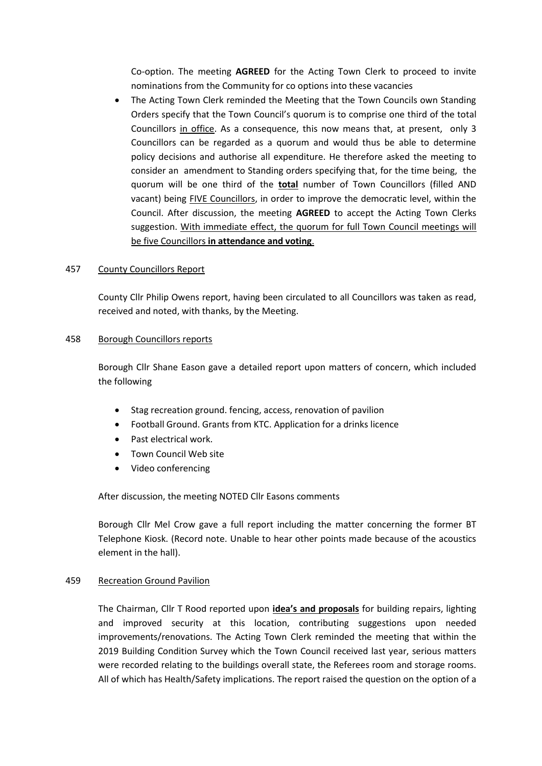Co-option. The meeting **AGREED** for the Acting Town Clerk to proceed to invite nominations from the Community for co options into these vacancies

- The Acting Town Clerk reminded the Meeting that the Town Councils own Standing Orders specify that the Town Council's quorum is to comprise one third of the total Councillors in office. As a consequence, this now means that, at present, only 3 Councillors can be regarded as a quorum and would thus be able to determine policy decisions and authorise all expenditure. He therefore asked the meeting to consider an amendment to Standing orders specifying that, for the time being, the quorum will be one third of the **total** number of Town Councillors (filled AND vacant) being FIVE Councillors, in order to improve the democratic level, within the Council. After discussion, the meeting **AGREED** to accept the Acting Town Clerks suggestion. With immediate effect, the quorum for full Town Council meetings will be five Councillors **in attendance and voting**.

457 County Councillors Report

County Cllr Philip Owens report, having been circulated to all Councillors was taken as read, received and noted, with thanks, by the Meeting.

458 Borough Councillors reports

Borough Cllr Shane Eason gave a detailed report upon matters of concern, which included the following

- Stag recreation ground. fencing, access, renovation of pavilion
- Football Ground. Grants from KTC. Application for a drinks licence
- Past electrical work.
- Town Council Web site
- Video conferencing

After discussion, the meeting NOTED Cllr Easons comments

Borough Cllr Mel Crow gave a full report including the matter concerning the former BT Telephone Kiosk. (Record note. Unable to hear other points made because of the acoustics element in the hall).

459 Recreation Ground Pavilion

The Chairman, Cllr T Rood reported upon **idea's and proposals** for building repairs, lighting and improved security at this location, contributing suggestions upon needed improvements/renovations. The Acting Town Clerk reminded the meeting that within the 2019 Building Condition Survey which the Town Council received last year, serious matters were recorded relating to the buildings overall state, the Referees room and storage rooms. All of which has Health/Safety implications. The report raised the question on the option of a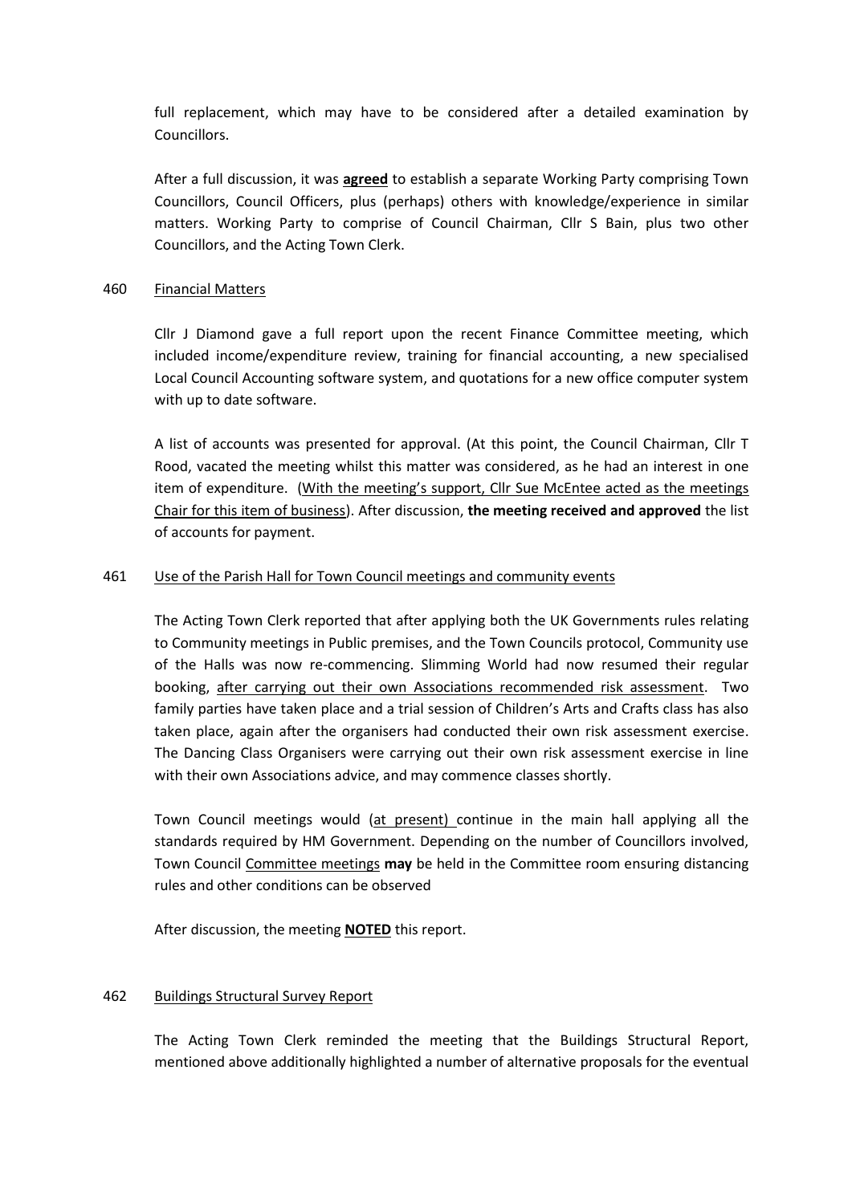full replacement, which may have to be considered after a detailed examination by Councillors.

After a full discussion, it was **agreed** to establish a separate Working Party comprising Town Councillors, Council Officers, plus (perhaps) others with knowledge/experience in similar matters. Working Party to comprise of Council Chairman, Cllr S Bain, plus two other Councillors, and the Acting Town Clerk.

460 Financial Matters

Cllr J Diamond gave a full report upon the recent Finance Committee meeting, which included income/expenditure review, training for financial accounting, a new specialised Local Council Accounting software system, and quotations for a new office computer system with up to date software.

A list of accounts was presented for approval. (At this point, the Council Chairman, Cllr T Rood, vacated the meeting whilst this matter was considered, as he had an interest in one item of expenditure. (With the meeting's support, Cllr Sue McEntee acted as the meetings Chair for this item of business). After discussion, **the meeting received and approved** the list of accounts for payment.

461 Use of the Parish Hall for Town Council meetings and community events

The Acting Town Clerk reported that after applying both the UK Governments rules relating to Community meetings in Public premises, and the Town Councils protocol, Community use of the Halls was now re-commencing. Slimming World had now resumed their regular booking, after carrying out their own Associations recommended risk assessment. Two family parties have taken place and a trial session of Children's Arts and Crafts class has also taken place, again after the organisers had conducted their own risk assessment exercise. The Dancing Class Organisers were carrying out their own risk assessment exercise in line with their own Associations advice, and may commence classes shortly.

Town Council meetings would (at present) continue in the main hall applying all the standards required by HM Government. Depending on the number of Councillors involved, Town Council Committee meetings **may** be held in the Committee room ensuring distancing rules and other conditions can be observed

After discussion, the meeting **NOTED** this report.

462 Buildings Structural Survey Report

The Acting Town Clerk reminded the meeting that the Buildings Structural Report, mentioned above additionally highlighted a number of alternative proposals for the eventual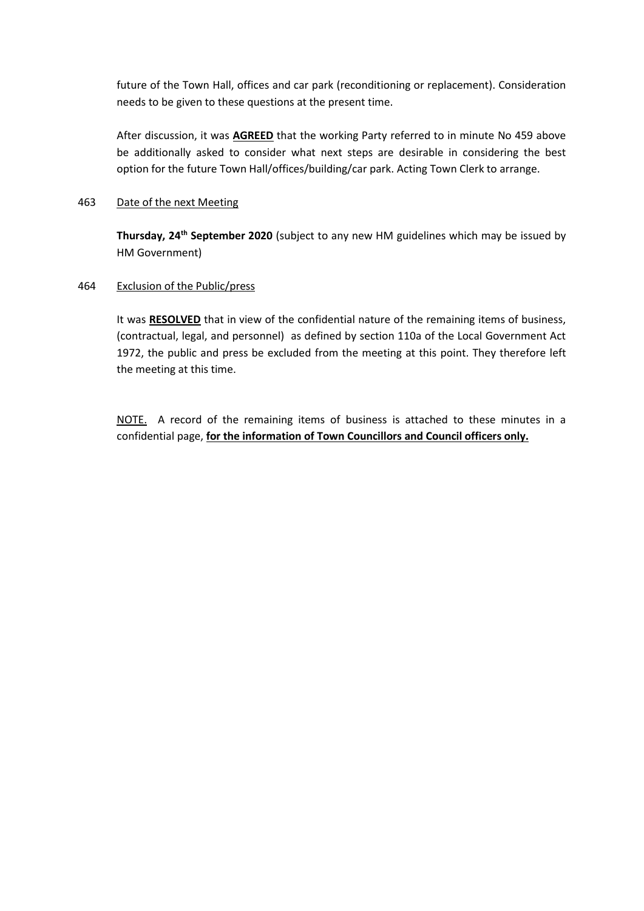future of the Town Hall, offices and car park (reconditioning or replacement). Consideration needs to be given to these questions at the present time.

After discussion, it was **AGREED** that the working Party referred to in minute No 459 above be additionally asked to consider what next steps are desirable in considering the best option for the future Town Hall/offices/building/car park. Acting Town Clerk to arrange.

463 Date of the next Meeting

**Thursday, 24th September 2020** (subject to any new HM guidelines which may be issued by HM Government)

464 Exclusion of the Public/press

It was **RESOLVED** that in view of the confidential nature of the remaining items of business, (contractual, legal, and personnel) as defined by section 110a of the Local Government Act 1972, the public and press be excluded from the meeting at this point. They therefore left the meeting at this time.

NOTE. A record of the remaining items of business is attached to these minutes in a confidential page, **for the information of Town Councillors and Council officers only.**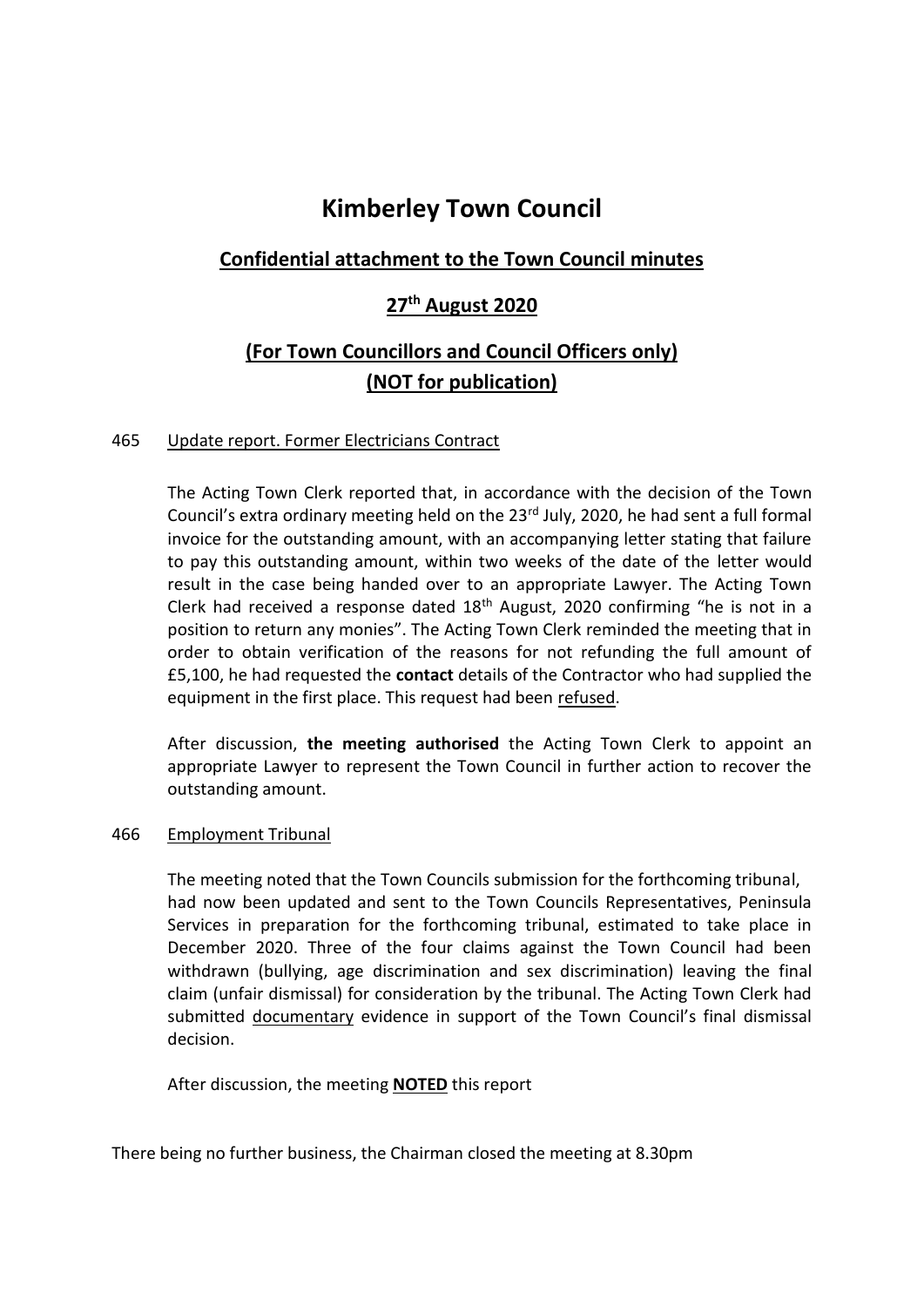# Kimberley Town Council

## Confidential attachment to the Town Council minutes

## 27th August 2020

## (For Town Councillors and Council Officers only) (NOT for publication)

465 Update report. Former Electricians Contract

The Acting Town Clerk reported that, in accordance with the decision of the Town Council's extra ordinary meeting held on the 23rd July, 2020, he had sent a full formal invoice for the outstanding amount, with an accompanying letter stating that failure to pay this outstanding amount, within two weeks of the date of the letter would result in the case being handed over to an appropriate Lawyer. The Acting Town Clerk had received a response dated 18th August, 2020 confirming "he is not in a position to return any monies". The Acting Town Clerk reminded the meeting that in order to obtain verification of the reasons for not refunding the full amount of £5,100, he had requested the **contact** details of the Contractor who had supplied the equipment in the first place. This request had been refused.

After discussion, **the meeting authorised** the Acting Town Clerk to appoint an appropriate Lawyer to represent the Town Council in further action to recover the outstanding amount.

466 Employment Tribunal

The meeting noted that the Town Councils submission for the forthcoming tribunal, had now been updated and sent to the Town Councils Representatives, Peninsula Services in preparation for the forthcoming tribunal, estimated to take place in December 2020. Three of the four claims against the Town Council had been withdrawn (bullying, age discrimination and sex discrimination) leaving the final claim (unfair dismissal) for consideration by the tribunal. The Acting Town Clerk had submitted documentary evidence in support of the Town Council's final dismissal decision.

After discussion, the meeting **NOTED** this report

There being no further business, the Chairman closed the meeting at 8.30pm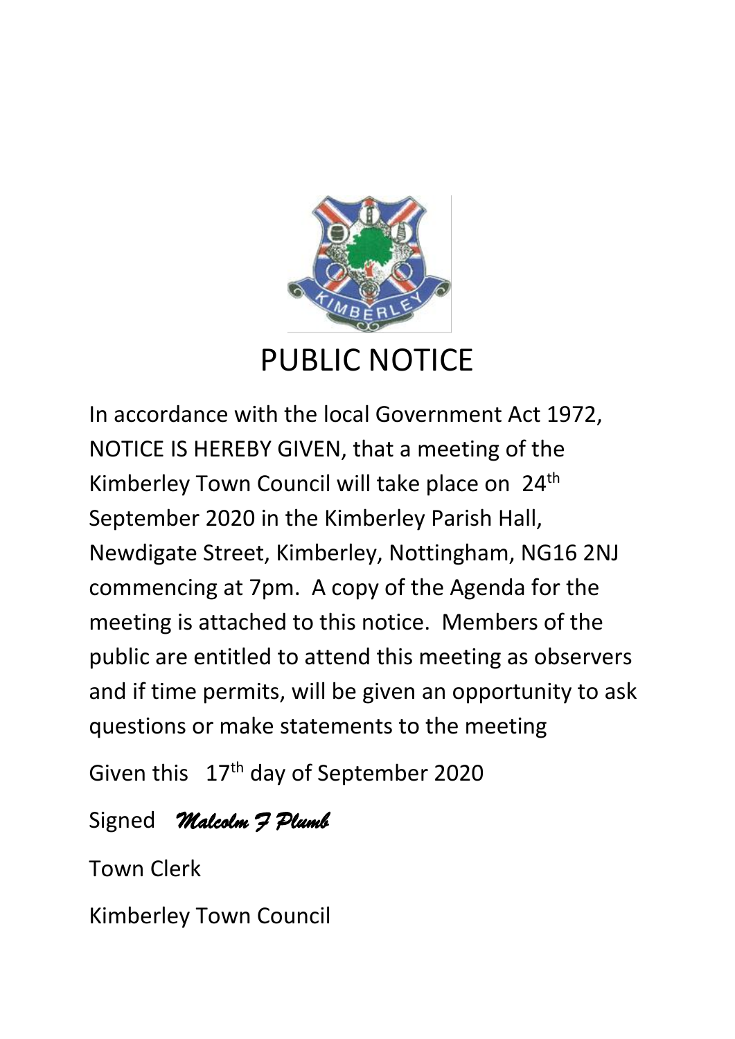# PUBLIC NOTICE

In accordance with the local Government Act 1972, NOTICE IS HEREBY GIVEN, that a meeting of the Kimberley Town Council will take place on 24th September 2020 in the Kimberley Parish Hall, Newdigate Street, Kimberley, Nottingham, NG16 2NJ commencing at 7pm. A copy of the Agenda for the meeting is attached to this notice. Members of the public are entitled to attend this meeting as observers and if time permits, will be given an opportunity to ask questions or make statements to the meeting

Given this 17th day of September 2020

Signed *Malcolm F Plumb*

Town Clerk

Kimberley Town Council